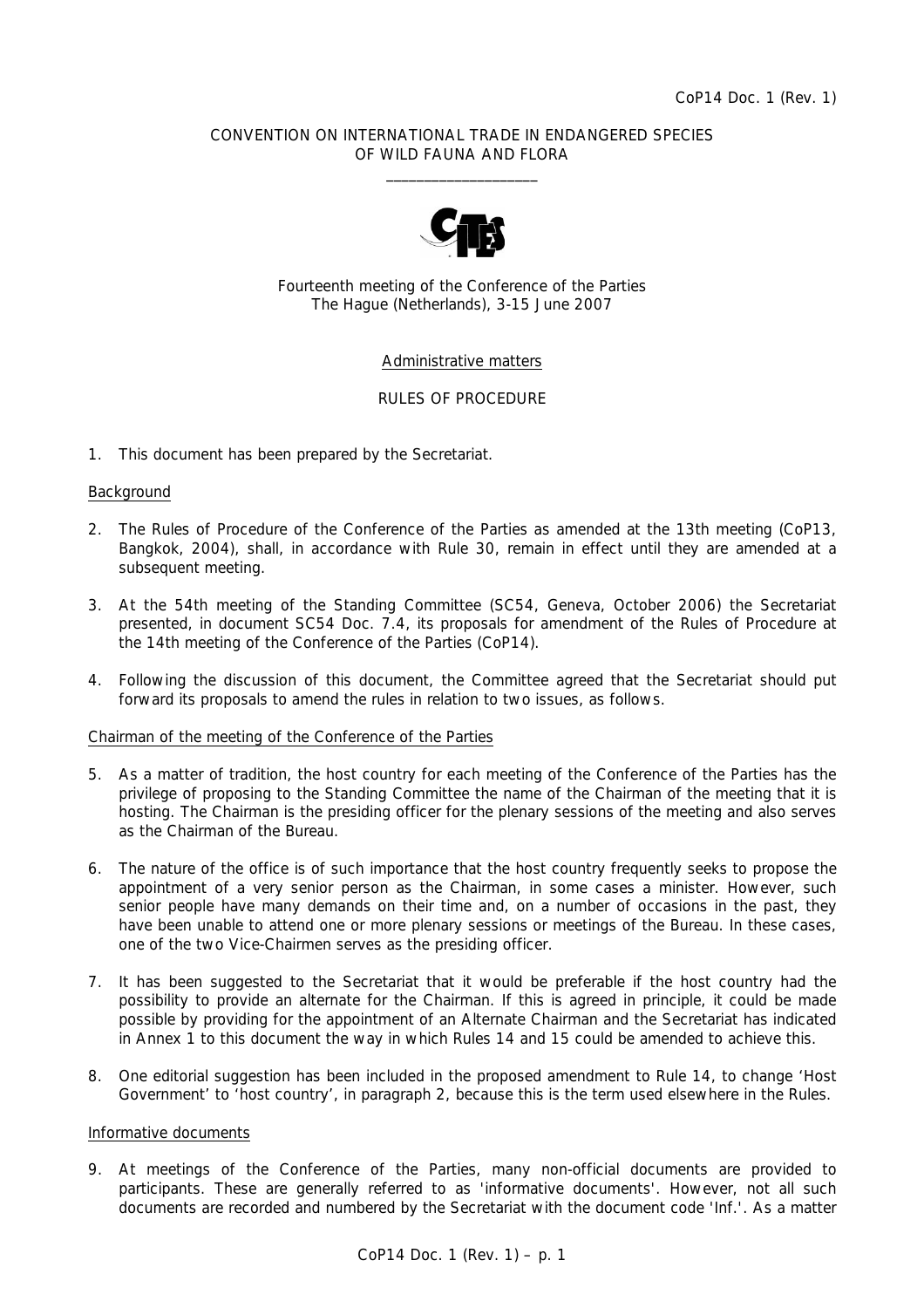CoP14 Doc. 1 (Rev. 1)

CONVENTION ON INTERNATIONAL TRADE IN ENDANGERED SPECIES
OF WILD FAUNA AND FLORA

\_\_\_\_\_\_\_\_\_\_\_\_\_\_\_\_\_\_\_\_

Fourteenth meeting of the Conference of the Parties
The Hague (Netherlands), 3-15 June 2007

Administrative matters

RULES OF PROCEDURE

1. This document has been prepared by the Secretariat.

## Background

2. The Rules of Procedure of the Conference of the Parties as amended at the 13th meeting (CoP13, Bangkok, 2004), shall, in accordance with Rule 30, remain in effect until they are amended at a subsequent meeting.

3. At the 54th meeting of the Standing Committee (SC54, Geneva, October 2006) the Secretariat presented, in document SC54 Doc. 7.4, its proposals for amendment of the Rules of Procedure at the 14th meeting of the Conference of the Parties (CoP14).

4. Following the discussion of this document, the Committee agreed that the Secretariat should put forward its proposals to amend the rules in relation to two issues, as follows.

## Chairman of the meeting of the Conference of the Parties

5. As a matter of tradition, the host country for each meeting of the Conference of the Parties has the privilege of proposing to the Standing Committee the name of the Chairman of the meeting that it is hosting. The Chairman is the presiding officer for the plenary sessions of the meeting and also serves as the Chairman of the Bureau.

6. The nature of the office is of such importance that the host country frequently seeks to propose the appointment of a very senior person as the Chairman, in some cases a minister. However, such senior people have many demands on their time and, on a number of occasions in the past, they have been unable to attend one or more plenary sessions or meetings of the Bureau. In these cases, one of the two Vice-Chairmen serves as the presiding officer.

7. It has been suggested to the Secretariat that it would be preferable if the host country had the possibility to provide an alternate for the Chairman. If this is agreed in principle, it could be made possible by providing for the appointment of an Alternate Chairman and the Secretariat has indicated in Annex 1 to this document the way in which Rules 14 and 15 could be amended to achieve this.

8. One editorial suggestion has been included in the proposed amendment to Rule 14, to change 'Host Government' to 'host country', in paragraph 2, because this is the term used elsewhere in the Rules.

## Informative documents

9. At meetings of the Conference of the Parties, many non-official documents are provided to participants. These are generally referred to as 'informative documents'. However, not all such documents are recorded and numbered by the Secretariat with the document code 'Inf.'. As a matter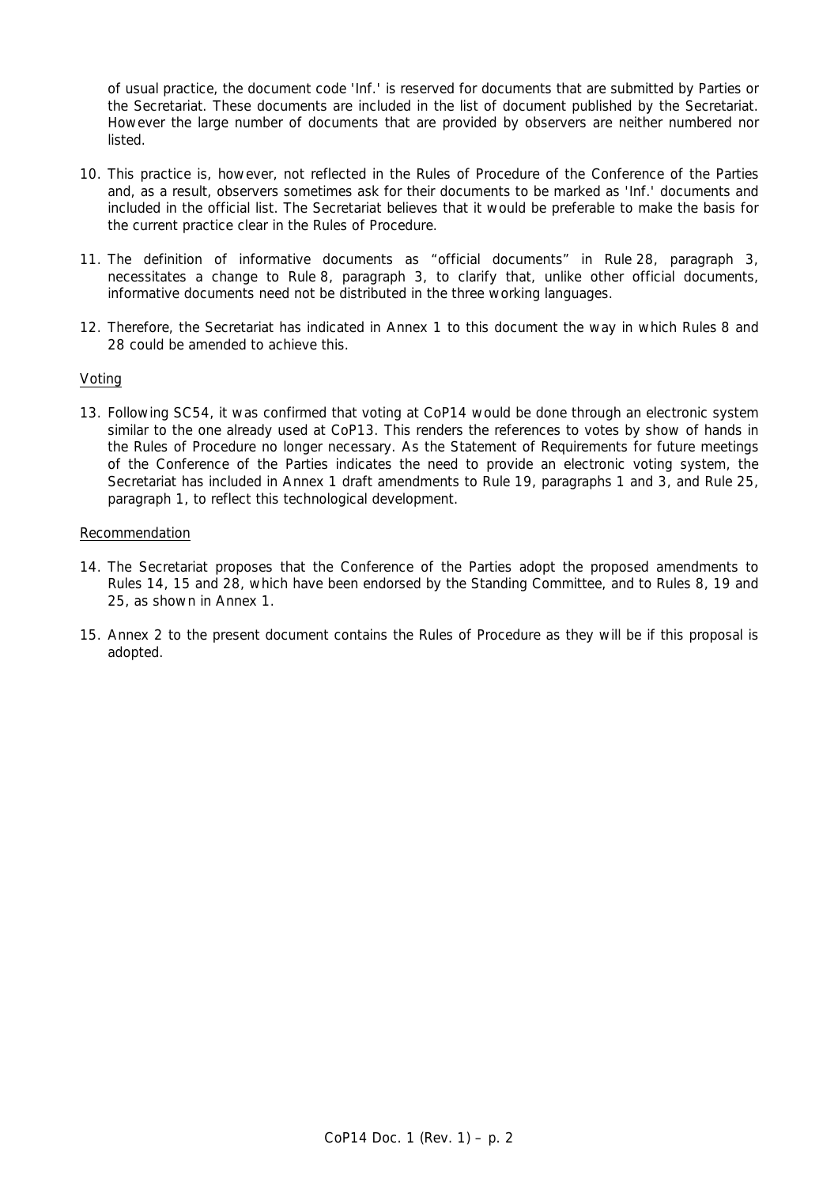of usual practice, the document code 'Inf.' is reserved for documents that are submitted by Parties or the Secretariat. These documents are included in the list of document published by the Secretariat. However the large number of documents that are provided by observers are neither numbered nor listed.

10. This practice is, however, not reflected in the Rules of Procedure of the Conference of the Parties and, as a result, observers sometimes ask for their documents to be marked as 'Inf.' documents and included in the official list. The Secretariat believes that it would be preferable to make the basis for the current practice clear in the Rules of Procedure.

11. The definition of informative documents as "official documents" in Rule 28, paragraph 3, necessitates a change to Rule 8, paragraph 3, to clarify that, unlike other official documents, informative documents need not be distributed in the three working languages.

12. Therefore, the Secretariat has indicated in Annex 1 to this document the way in which Rules 8 and 28 could be amended to achieve this.

Voting

13. Following SC54, it was confirmed that voting at CoP14 would be done through an electronic system similar to the one already used at CoP13. This renders the references to votes by show of hands in the Rules of Procedure no longer necessary. As the Statement of Requirements for future meetings of the Conference of the Parties indicates the need to provide an electronic voting system, the Secretariat has included in Annex 1 draft amendments to Rule 19, paragraphs 1 and 3, and Rule 25, paragraph 1, to reflect this technological development.

Recommendation

14. The Secretariat proposes that the Conference of the Parties adopt the proposed amendments to Rules 14, 15 and 28, which have been endorsed by the Standing Committee, and to Rules 8, 19 and 25, as shown in Annex 1.

15. Annex 2 to the present document contains the Rules of Procedure as they will be if this proposal is adopted.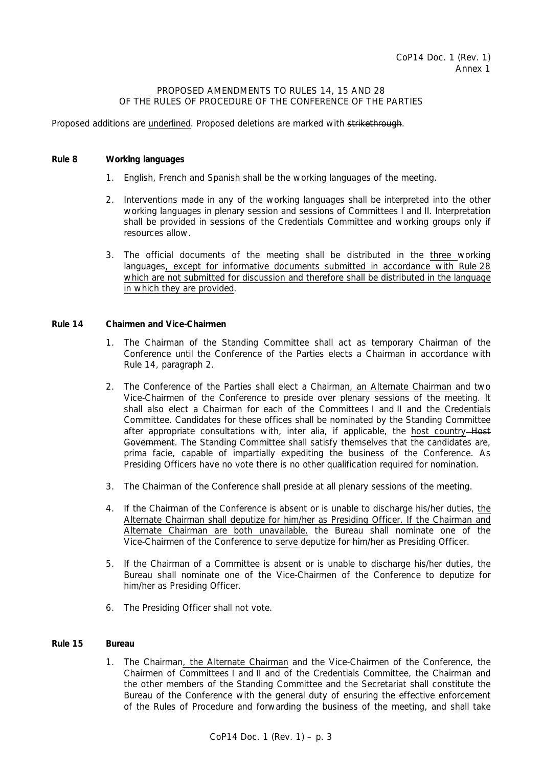CoP14 Doc. 1 (Rev. 1)
Annex 1

# PROPOSED AMENDMENTS TO RULES 14, 15 AND 28 OF THE RULES OF PROCEDURE OF THE CONFERENCE OF THE PARTIES

Proposed additions are <u>underlined</u>. Proposed deletions are marked with ~~strikethrough~~.

**Rule 8 Working languages**

1. English, French and Spanish shall be the working languages of the meeting.

2. Interventions made in any of the working languages shall be interpreted into the other working languages in plenary session and sessions of Committees I and II. Interpretation shall be provided in sessions of the Credentials Committee and working groups only if resources allow.

3. The official documents of the meeting shall be distributed in the <u>three</u> working languages<u>, except for informative documents submitted in accordance with Rule 28 which are not submitted for discussion and therefore shall be distributed in the language in which they are provided</u>.

**Rule 14 Chairmen and Vice-Chairmen**

1. The Chairman of the Standing Committee shall act as temporary Chairman of the Conference until the Conference of the Parties elects a Chairman in accordance with Rule 14, paragraph 2.

2. The Conference of the Parties shall elect a Chairman<u>, an Alternate Chairman</u> and two Vice-Chairmen of the Conference to preside over plenary sessions of the meeting. It shall also elect a Chairman for each of the Committees I and II and the Credentials Committee. Candidates for these offices shall be nominated by the Standing Committee after appropriate consultations with, inter alia, if applicable, the <u>host country</u> ~~Host Government~~. The Standing Committee shall satisfy themselves that the candidates are, prima facie, capable of impartially expediting the business of the Conference. As Presiding Officers have no vote there is no other qualification required for nomination.

3. The Chairman of the Conference shall preside at all plenary sessions of the meeting.

4. If the Chairman of the Conference is absent or is unable to discharge his/her duties, <u>the Alternate Chairman shall deputize for him/her as Presiding Officer. If the Chairman and Alternate Chairman are both unavailable,</u> the Bureau shall nominate one of the Vice-Chairmen of the Conference to <u>serve</u> ~~deputize for him/her~~ as Presiding Officer.

5. If the Chairman of a Committee is absent or is unable to discharge his/her duties, the Bureau shall nominate one of the Vice-Chairmen of the Conference to deputize for him/her as Presiding Officer.

6. The Presiding Officer shall not vote.

**Rule 15 Bureau**

1. The Chairman<u>, the Alternate Chairman</u> and the Vice-Chairmen of the Conference, the Chairmen of Committees I and II and of the Credentials Committee, the Chairman and the other members of the Standing Committee and the Secretariat shall constitute the Bureau of the Conference with the general duty of ensuring the effective enforcement of the Rules of Procedure and forwarding the business of the meeting, and shall take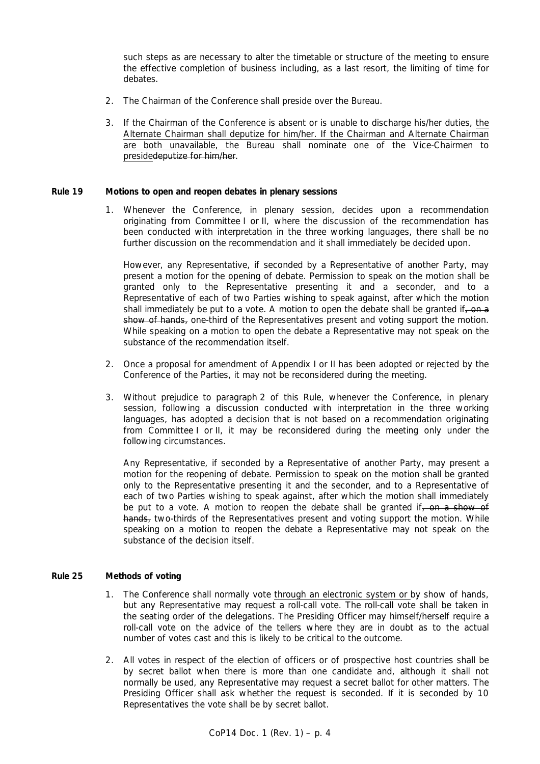such steps as are necessary to alter the timetable or structure of the meeting to ensure the effective completion of business including, as a last resort, the limiting of time for debates.

2. The Chairman of the Conference shall preside over the Bureau.

3. If the Chairman of the Conference is absent or is unable to discharge his/her duties, the Alternate Chairman shall deputize for him/her. If the Chairman and Alternate Chairman are both unavailable, the Bureau shall nominate one of the Vice-Chairmen to preside~~deputize for him/her~~.

**Rule 19 Motions to open and reopen debates in plenary sessions**

1. Whenever the Conference, in plenary session, decides upon a recommendation originating from Committee I or II, where the discussion of the recommendation has been conducted with interpretation in the three working languages, there shall be no further discussion on the recommendation and it shall immediately be decided upon.

   However, any Representative, if seconded by a Representative of another Party, may present a motion for the opening of debate. Permission to speak on the motion shall be granted only to the Representative presenting it and a seconder, and to a Representative of each of two Parties wishing to speak against, after which the motion shall immediately be put to a vote. A motion to open the debate shall be granted if~~, on a show of hands,~~ one-third of the Representatives present and voting support the motion. While speaking on a motion to open the debate a Representative may not speak on the substance of the recommendation itself.

2. Once a proposal for amendment of Appendix I or II has been adopted or rejected by the Conference of the Parties, it may not be reconsidered during the meeting.

3. Without prejudice to paragraph 2 of this Rule, whenever the Conference, in plenary session, following a discussion conducted with interpretation in the three working languages, has adopted a decision that is not based on a recommendation originating from Committee I or II, it may be reconsidered during the meeting only under the following circumstances.

   Any Representative, if seconded by a Representative of another Party, may present a motion for the reopening of debate. Permission to speak on the motion shall be granted only to the Representative presenting it and the seconder, and to a Representative of each of two Parties wishing to speak against, after which the motion shall immediately be put to a vote. A motion to reopen the debate shall be granted if~~, on a show of hands,~~ two-thirds of the Representatives present and voting support the motion. While speaking on a motion to reopen the debate a Representative may not speak on the substance of the decision itself.

**Rule 25 Methods of voting**

1. The Conference shall normally vote through an electronic system or by show of hands, but any Representative may request a roll-call vote. The roll-call vote shall be taken in the seating order of the delegations. The Presiding Officer may himself/herself require a roll-call vote on the advice of the tellers where they are in doubt as to the actual number of votes cast and this is likely to be critical to the outcome.

2. All votes in respect of the election of officers or of prospective host countries shall be by secret ballot when there is more than one candidate and, although it shall not normally be used, any Representative may request a secret ballot for other matters. The Presiding Officer shall ask whether the request is seconded. If it is seconded by 10 Representatives the vote shall be by secret ballot.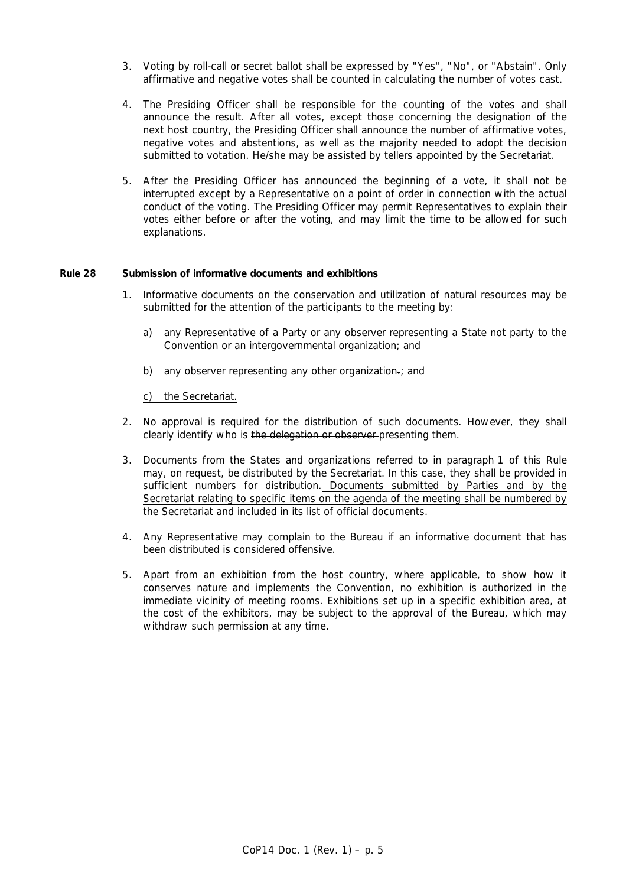3. Voting by roll-call or secret ballot shall be expressed by "Yes", "No", or "Abstain". Only affirmative and negative votes shall be counted in calculating the number of votes cast.

4. The Presiding Officer shall be responsible for the counting of the votes and shall announce the result. After all votes, except those concerning the designation of the next host country, the Presiding Officer shall announce the number of affirmative votes, negative votes and abstentions, as well as the majority needed to adopt the decision submitted to votation. He/she may be assisted by tellers appointed by the Secretariat.

5. After the Presiding Officer has announced the beginning of a vote, it shall not be interrupted except by a Representative on a point of order in connection with the actual conduct of the voting. The Presiding Officer may permit Representatives to explain their votes either before or after the voting, and may limit the time to be allowed for such explanations.

**Rule 28 Submission of informative documents and exhibitions**

1. Informative documents on the conservation and utilization of natural resources may be submitted for the attention of the participants to the meeting by:

   a) any Representative of a Party or any observer representing a State not party to the Convention or an intergovernmental organization;~~ and~~

   b) any observer representing any other organization~~.~~<u>; and</u>

   <u>c) the Secretariat.</u>

2. No approval is required for the distribution of such documents. However, they shall clearly identify <u>who is</u> ~~the delegation or observer~~ presenting them.

3. Documents from the States and organizations referred to in paragraph 1 of this Rule may, on request, be distributed by the Secretariat. In this case, they shall be provided in sufficient numbers for distribution. <u>Documents submitted by Parties and by the Secretariat relating to specific items on the agenda of the meeting shall be numbered by the Secretariat and included in its list of official documents.</u>

4. Any Representative may complain to the Bureau if an informative document that has been distributed is considered offensive.

5. Apart from an exhibition from the host country, where applicable, to show how it conserves nature and implements the Convention, no exhibition is authorized in the immediate vicinity of meeting rooms. Exhibitions set up in a specific exhibition area, at the cost of the exhibitors, may be subject to the approval of the Bureau, which may withdraw such permission at any time.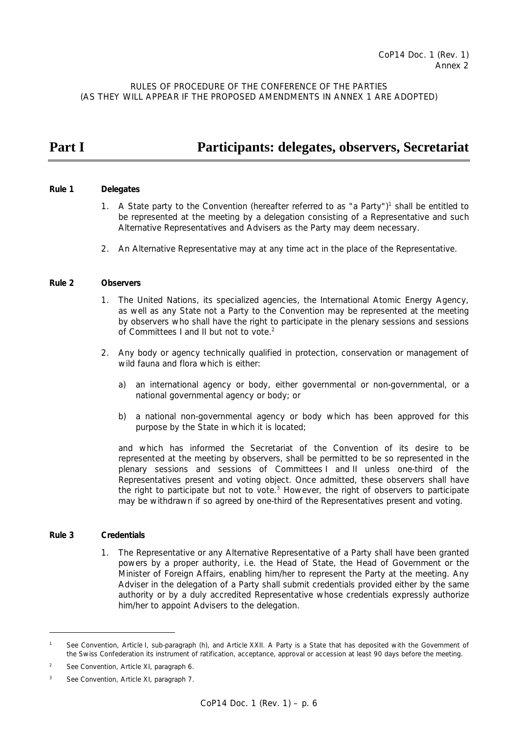RULES OF PROCEDURE OF THE CONFERENCE OF THE PARTIES
(AS THEY WILL APPEAR IF THE PROPOSED AMENDMENTS IN ANNEX 1 ARE ADOPTED)

# Part I Participants: delegates, observers, Secretariat

**Rule 1 Delegates**

1. A State party to the Convention (hereafter referred to as "a Party")[1] shall be entitled to be represented at the meeting by a delegation consisting of a Representative and such Alternative Representatives and Advisers as the Party may deem necessary.

2. An Alternative Representative may at any time act in the place of the Representative.

**Rule 2 Observers**

1. The United Nations, its specialized agencies, the International Atomic Energy Agency, as well as any State not a Party to the Convention may be represented at the meeting by observers who shall have the right to participate in the plenary sessions and sessions of Committees I and II but not to vote.[2]

2. Any body or agency technically qualified in protection, conservation or management of wild fauna and flora which is either:

   a) an international agency or body, either governmental or non-governmental, or a national governmental agency or body; or

   b) a national non-governmental agency or body which has been approved for this purpose by the State in which it is located;

   and which has informed the Secretariat of the Convention of its desire to be represented at the meeting by observers, shall be permitted to be so represented in the plenary sessions and sessions of Committees I and II unless one-third of the Representatives present and voting object. Once admitted, these observers shall have the right to participate but not to vote.[3] However, the right of observers to participate may be withdrawn if so agreed by one-third of the Representatives present and voting.

**Rule 3 Credentials**

1. The Representative or any Alternative Representative of a Party shall have been granted powers by a proper authority, i.e. the Head of State, the Head of Government or the Minister of Foreign Affairs, enabling him/her to represent the Party at the meeting. Any Adviser in the delegation of a Party shall submit credentials provided either by the same authority or by a duly accredited Representative whose credentials expressly authorize him/her to appoint Advisers to the delegation.

---

[1] See Convention, Article I, sub-paragraph (h), and Article XXII. A Party is a State that has deposited with the Government of the Swiss Confederation its instrument of ratification, acceptance, approval or accession at least 90 days before the meeting.

[2] See Convention, Article XI, paragraph 6.

[3] See Convention, Article XI, paragraph 7.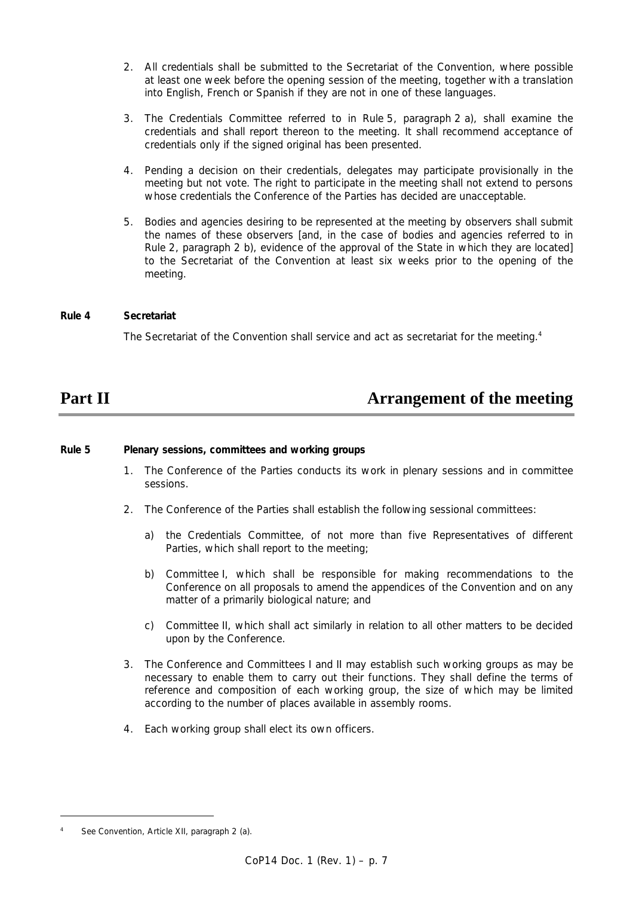2. All credentials shall be submitted to the Secretariat of the Convention, where possible at least one week before the opening session of the meeting, together with a translation into English, French or Spanish if they are not in one of these languages.

3. The Credentials Committee referred to in Rule 5, paragraph 2 a), shall examine the credentials and shall report thereon to the meeting. It shall recommend acceptance of credentials only if the signed original has been presented.

4. Pending a decision on their credentials, delegates may participate provisionally in the meeting but not vote. The right to participate in the meeting shall not extend to persons whose credentials the Conference of the Parties has decided are unacceptable.

5. Bodies and agencies desiring to be represented at the meeting by observers shall submit the names of these observers [and, in the case of bodies and agencies referred to in Rule 2, paragraph 2 b), evidence of the approval of the State in which they are located] to the Secretariat of the Convention at least six weeks prior to the opening of the meeting.

**Rule 4 Secretariat**

The Secretariat of the Convention shall service and act as secretariat for the meeting.[4]

## Part II Arrangement of the meeting

**Rule 5 Plenary sessions, committees and working groups**

1. The Conference of the Parties conducts its work in plenary sessions and in committee sessions.

2. The Conference of the Parties shall establish the following sessional committees:

   a) the Credentials Committee, of not more than five Representatives of different Parties, which shall report to the meeting;

   b) Committee I, which shall be responsible for making recommendations to the Conference on all proposals to amend the appendices of the Convention and on any matter of a primarily biological nature; and

   c) Committee II, which shall act similarly in relation to all other matters to be decided upon by the Conference.

3. The Conference and Committees I and II may establish such working groups as may be necessary to enable them to carry out their functions. They shall define the terms of reference and composition of each working group, the size of which may be limited according to the number of places available in assembly rooms.

4. Each working group shall elect its own officers.

---

[4] See Convention, Article XII, paragraph 2 (a).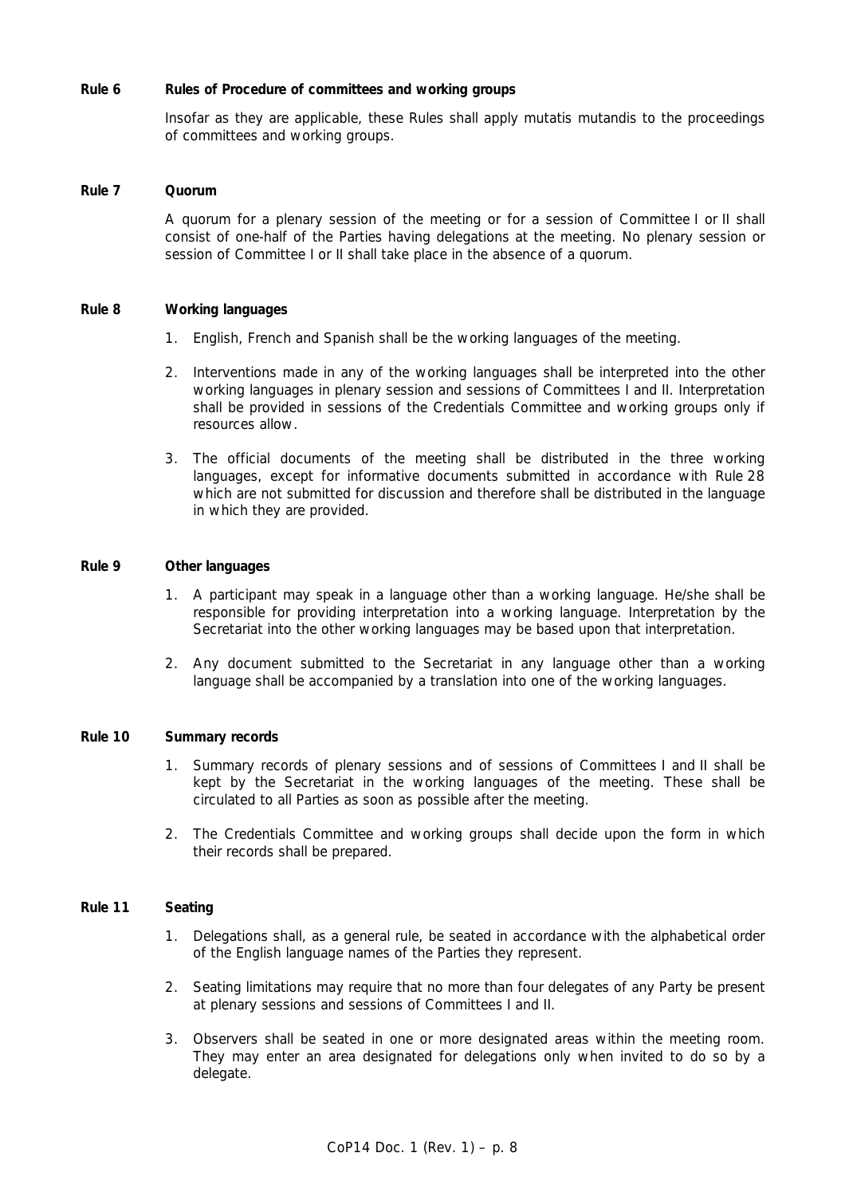**Rule 6 Rules of Procedure of committees and working groups**

Insofar as they are applicable, these Rules shall apply mutatis mutandis to the proceedings of committees and working groups.

**Rule 7 Quorum**

A quorum for a plenary session of the meeting or for a session of Committee I or II shall consist of one-half of the Parties having delegations at the meeting. No plenary session or session of Committee I or II shall take place in the absence of a quorum.

**Rule 8 Working languages**

1. English, French and Spanish shall be the working languages of the meeting.
2. Interventions made in any of the working languages shall be interpreted into the other working languages in plenary session and sessions of Committees I and II. Interpretation shall be provided in sessions of the Credentials Committee and working groups only if resources allow.
3. The official documents of the meeting shall be distributed in the three working languages, except for informative documents submitted in accordance with Rule 28 which are not submitted for discussion and therefore shall be distributed in the language in which they are provided.

**Rule 9 Other languages**

1. A participant may speak in a language other than a working language. He/she shall be responsible for providing interpretation into a working language. Interpretation by the Secretariat into the other working languages may be based upon that interpretation.
2. Any document submitted to the Secretariat in any language other than a working language shall be accompanied by a translation into one of the working languages.

**Rule 10 Summary records**

1. Summary records of plenary sessions and of sessions of Committees I and II shall be kept by the Secretariat in the working languages of the meeting. These shall be circulated to all Parties as soon as possible after the meeting.
2. The Credentials Committee and working groups shall decide upon the form in which their records shall be prepared.

**Rule 11 Seating**

1. Delegations shall, as a general rule, be seated in accordance with the alphabetical order of the English language names of the Parties they represent.
2. Seating limitations may require that no more than four delegates of any Party be present at plenary sessions and sessions of Committees I and II.
3. Observers shall be seated in one or more designated areas within the meeting room. They may enter an area designated for delegations only when invited to do so by a delegate.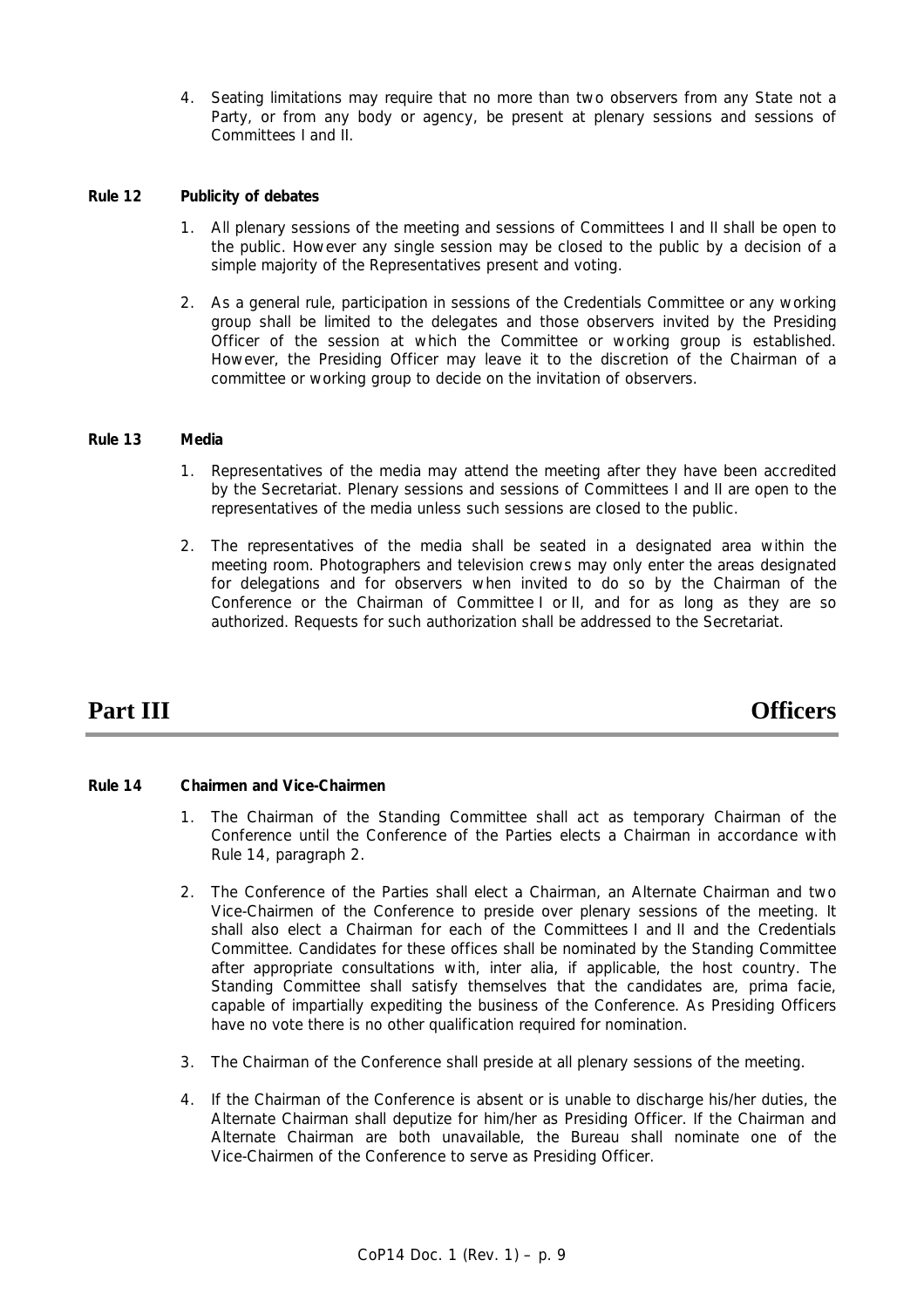4. Seating limitations may require that no more than two observers from any State not a Party, or from any body or agency, be present at plenary sessions and sessions of Committees I and II.

**Rule 12 Publicity of debates**

1. All plenary sessions of the meeting and sessions of Committees I and II shall be open to the public. However any single session may be closed to the public by a decision of a simple majority of the Representatives present and voting.

2. As a general rule, participation in sessions of the Credentials Committee or any working group shall be limited to the delegates and those observers invited by the Presiding Officer of the session at which the Committee or working group is established. However, the Presiding Officer may leave it to the discretion of the Chairman of a committee or working group to decide on the invitation of observers.

**Rule 13 Media**

1. Representatives of the media may attend the meeting after they have been accredited by the Secretariat. Plenary sessions and sessions of Committees I and II are open to the representatives of the media unless such sessions are closed to the public.

2. The representatives of the media shall be seated in a designated area within the meeting room. Photographers and television crews may only enter the areas designated for delegations and for observers when invited to do so by the Chairman of the Conference or the Chairman of Committee I or II, and for as long as they are so authorized. Requests for such authorization shall be addressed to the Secretariat.

# Part III Officers

**Rule 14 Chairmen and Vice-Chairmen**

1. The Chairman of the Standing Committee shall act as temporary Chairman of the Conference until the Conference of the Parties elects a Chairman in accordance with Rule 14, paragraph 2.

2. The Conference of the Parties shall elect a Chairman, an Alternate Chairman and two Vice-Chairmen of the Conference to preside over plenary sessions of the meeting. It shall also elect a Chairman for each of the Committees I and II and the Credentials Committee. Candidates for these offices shall be nominated by the Standing Committee after appropriate consultations with, inter alia, if applicable, the host country. The Standing Committee shall satisfy themselves that the candidates are, prima facie, capable of impartially expediting the business of the Conference. As Presiding Officers have no vote there is no other qualification required for nomination.

3. The Chairman of the Conference shall preside at all plenary sessions of the meeting.

4. If the Chairman of the Conference is absent or is unable to discharge his/her duties, the Alternate Chairman shall deputize for him/her as Presiding Officer. If the Chairman and Alternate Chairman are both unavailable, the Bureau shall nominate one of the Vice-Chairmen of the Conference to serve as Presiding Officer.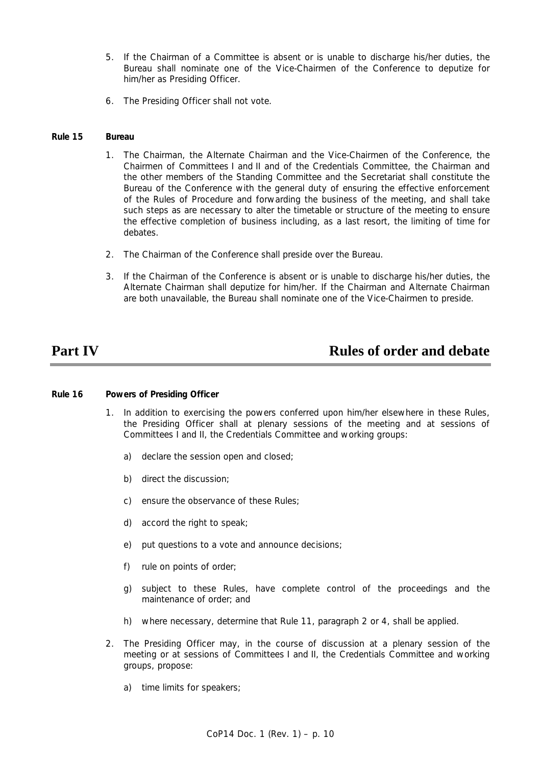5. If the Chairman of a Committee is absent or is unable to discharge his/her duties, the Bureau shall nominate one of the Vice-Chairmen of the Conference to deputize for him/her as Presiding Officer.

6. The Presiding Officer shall not vote.

**Rule 15 Bureau**

1. The Chairman, the Alternate Chairman and the Vice-Chairmen of the Conference, the Chairmen of Committees I and II and of the Credentials Committee, the Chairman and the other members of the Standing Committee and the Secretariat shall constitute the Bureau of the Conference with the general duty of ensuring the effective enforcement of the Rules of Procedure and forwarding the business of the meeting, and shall take such steps as are necessary to alter the timetable or structure of the meeting to ensure the effective completion of business including, as a last resort, the limiting of time for debates.

2. The Chairman of the Conference shall preside over the Bureau.

3. If the Chairman of the Conference is absent or is unable to discharge his/her duties, the Alternate Chairman shall deputize for him/her. If the Chairman and Alternate Chairman are both unavailable, the Bureau shall nominate one of the Vice-Chairmen to preside.

# Part IV Rules of order and debate

**Rule 16 Powers of Presiding Officer**

1. In addition to exercising the powers conferred upon him/her elsewhere in these Rules, the Presiding Officer shall at plenary sessions of the meeting and at sessions of Committees I and II, the Credentials Committee and working groups:

   a) declare the session open and closed;

   b) direct the discussion;

   c) ensure the observance of these Rules;

   d) accord the right to speak;

   e) put questions to a vote and announce decisions;

   f) rule on points of order;

   g) subject to these Rules, have complete control of the proceedings and the maintenance of order; and

   h) where necessary, determine that Rule 11, paragraph 2 or 4, shall be applied.

2. The Presiding Officer may, in the course of discussion at a plenary session of the meeting or at sessions of Committees I and II, the Credentials Committee and working groups, propose:

   a) time limits for speakers;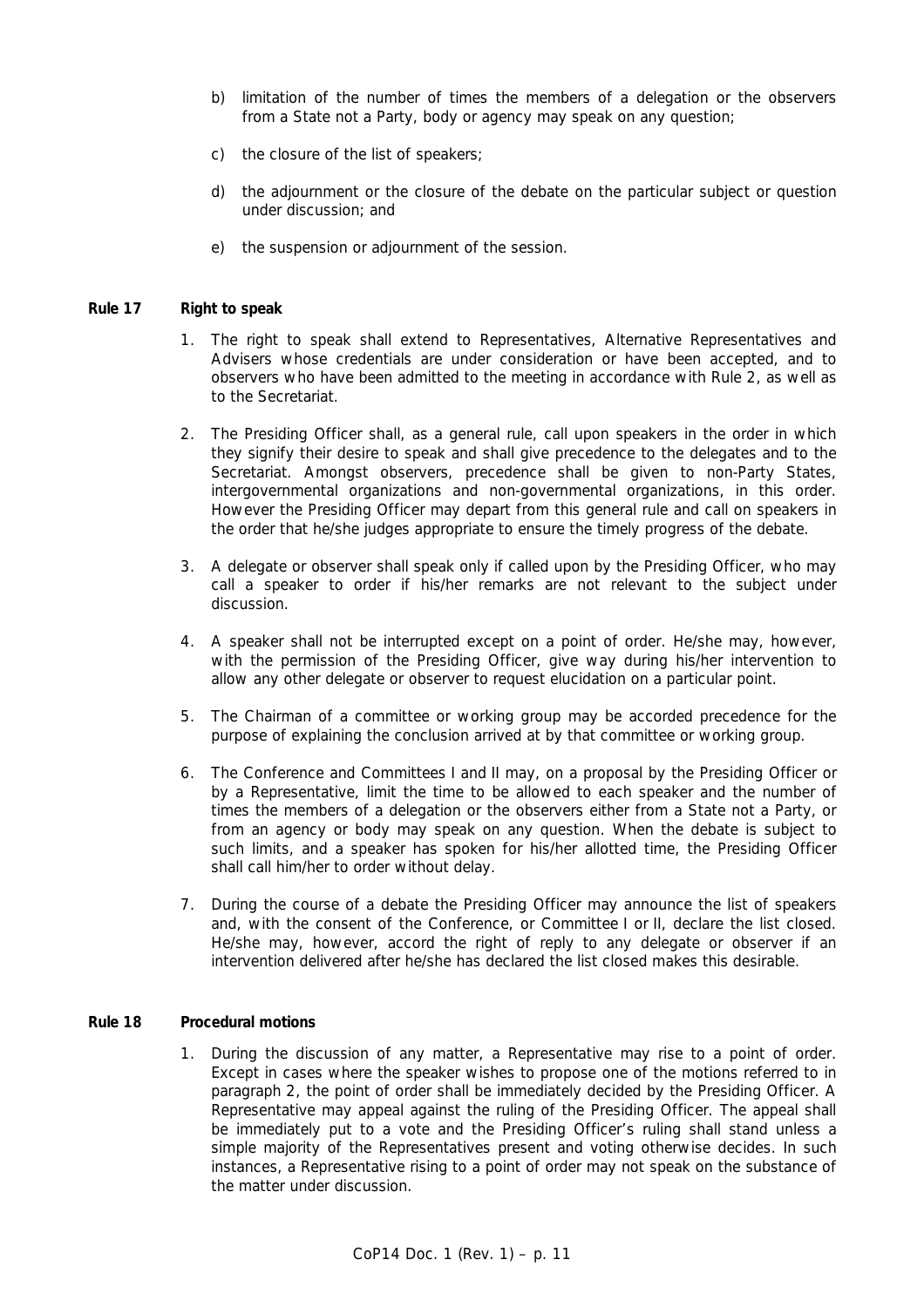b) limitation of the number of times the members of a delegation or the observers from a State not a Party, body or agency may speak on any question;

c) the closure of the list of speakers;

d) the adjournment or the closure of the debate on the particular subject or question under discussion; and

e) the suspension or adjournment of the session.

**Rule 17 Right to speak**

1. The right to speak shall extend to Representatives, Alternative Representatives and Advisers whose credentials are under consideration or have been accepted, and to observers who have been admitted to the meeting in accordance with Rule 2, as well as to the Secretariat.

2. The Presiding Officer shall, as a general rule, call upon speakers in the order in which they signify their desire to speak and shall give precedence to the delegates and to the Secretariat. Amongst observers, precedence shall be given to non-Party States, intergovernmental organizations and non-governmental organizations, in this order. However the Presiding Officer may depart from this general rule and call on speakers in the order that he/she judges appropriate to ensure the timely progress of the debate.

3. A delegate or observer shall speak only if called upon by the Presiding Officer, who may call a speaker to order if his/her remarks are not relevant to the subject under discussion.

4. A speaker shall not be interrupted except on a point of order. He/she may, however, with the permission of the Presiding Officer, give way during his/her intervention to allow any other delegate or observer to request elucidation on a particular point.

5. The Chairman of a committee or working group may be accorded precedence for the purpose of explaining the conclusion arrived at by that committee or working group.

6. The Conference and Committees I and II may, on a proposal by the Presiding Officer or by a Representative, limit the time to be allowed to each speaker and the number of times the members of a delegation or the observers either from a State not a Party, or from an agency or body may speak on any question. When the debate is subject to such limits, and a speaker has spoken for his/her allotted time, the Presiding Officer shall call him/her to order without delay.

7. During the course of a debate the Presiding Officer may announce the list of speakers and, with the consent of the Conference, or Committee I or II, declare the list closed. He/she may, however, accord the right of reply to any delegate or observer if an intervention delivered after he/she has declared the list closed makes this desirable.

**Rule 18 Procedural motions**

1. During the discussion of any matter, a Representative may rise to a point of order. Except in cases where the speaker wishes to propose one of the motions referred to in paragraph 2, the point of order shall be immediately decided by the Presiding Officer. A Representative may appeal against the ruling of the Presiding Officer. The appeal shall be immediately put to a vote and the Presiding Officer's ruling shall stand unless a simple majority of the Representatives present and voting otherwise decides. In such instances, a Representative rising to a point of order may not speak on the substance of the matter under discussion.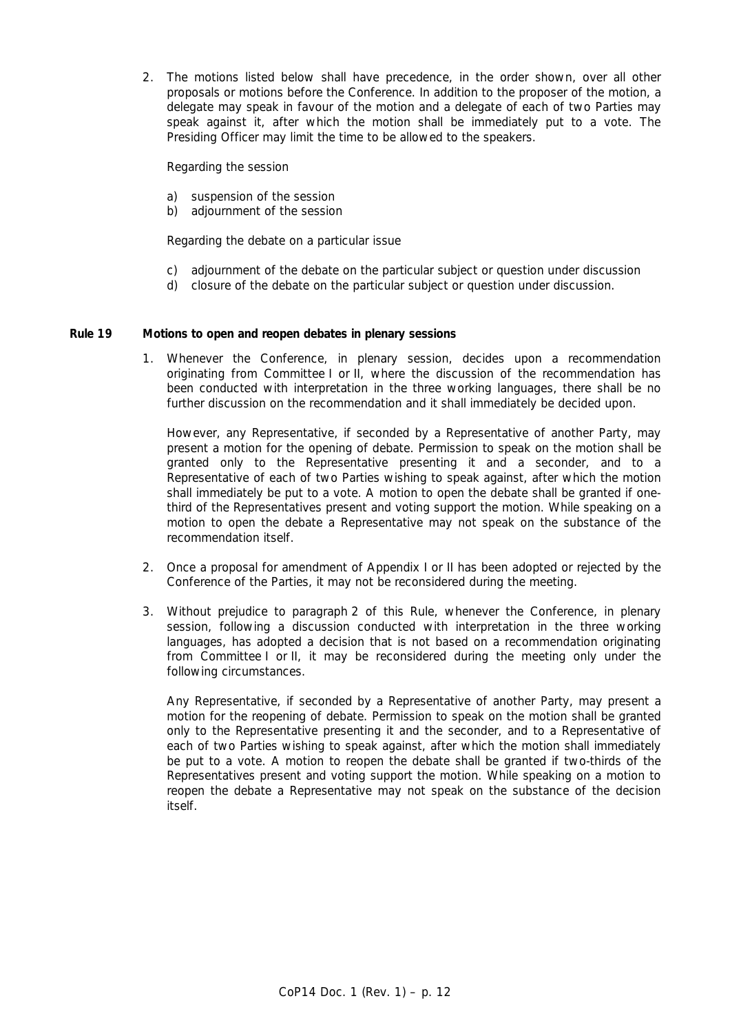2. The motions listed below shall have precedence, in the order shown, over all other proposals or motions before the Conference. In addition to the proposer of the motion, a delegate may speak in favour of the motion and a delegate of each of two Parties may speak against it, after which the motion shall be immediately put to a vote. The Presiding Officer may limit the time to be allowed to the speakers.

   Regarding the session

   a) suspension of the session
   b) adjournment of the session

   Regarding the debate on a particular issue

   c) adjournment of the debate on the particular subject or question under discussion
   d) closure of the debate on the particular subject or question under discussion.

**Rule 19 Motions to open and reopen debates in plenary sessions**

1. Whenever the Conference, in plenary session, decides upon a recommendation originating from Committee I or II, where the discussion of the recommendation has been conducted with interpretation in the three working languages, there shall be no further discussion on the recommendation and it shall immediately be decided upon.

   However, any Representative, if seconded by a Representative of another Party, may present a motion for the opening of debate. Permission to speak on the motion shall be granted only to the Representative presenting it and a seconder, and to a Representative of each of two Parties wishing to speak against, after which the motion shall immediately be put to a vote. A motion to open the debate shall be granted if one-third of the Representatives present and voting support the motion. While speaking on a motion to open the debate a Representative may not speak on the substance of the recommendation itself.

2. Once a proposal for amendment of Appendix I or II has been adopted or rejected by the Conference of the Parties, it may not be reconsidered during the meeting.

3. Without prejudice to paragraph 2 of this Rule, whenever the Conference, in plenary session, following a discussion conducted with interpretation in the three working languages, has adopted a decision that is not based on a recommendation originating from Committee I or II, it may be reconsidered during the meeting only under the following circumstances.

   Any Representative, if seconded by a Representative of another Party, may present a motion for the reopening of debate. Permission to speak on the motion shall be granted only to the Representative presenting it and the seconder, and to a Representative of each of two Parties wishing to speak against, after which the motion shall immediately be put to a vote. A motion to reopen the debate shall be granted if two-thirds of the Representatives present and voting support the motion. While speaking on a motion to reopen the debate a Representative may not speak on the substance of the decision itself.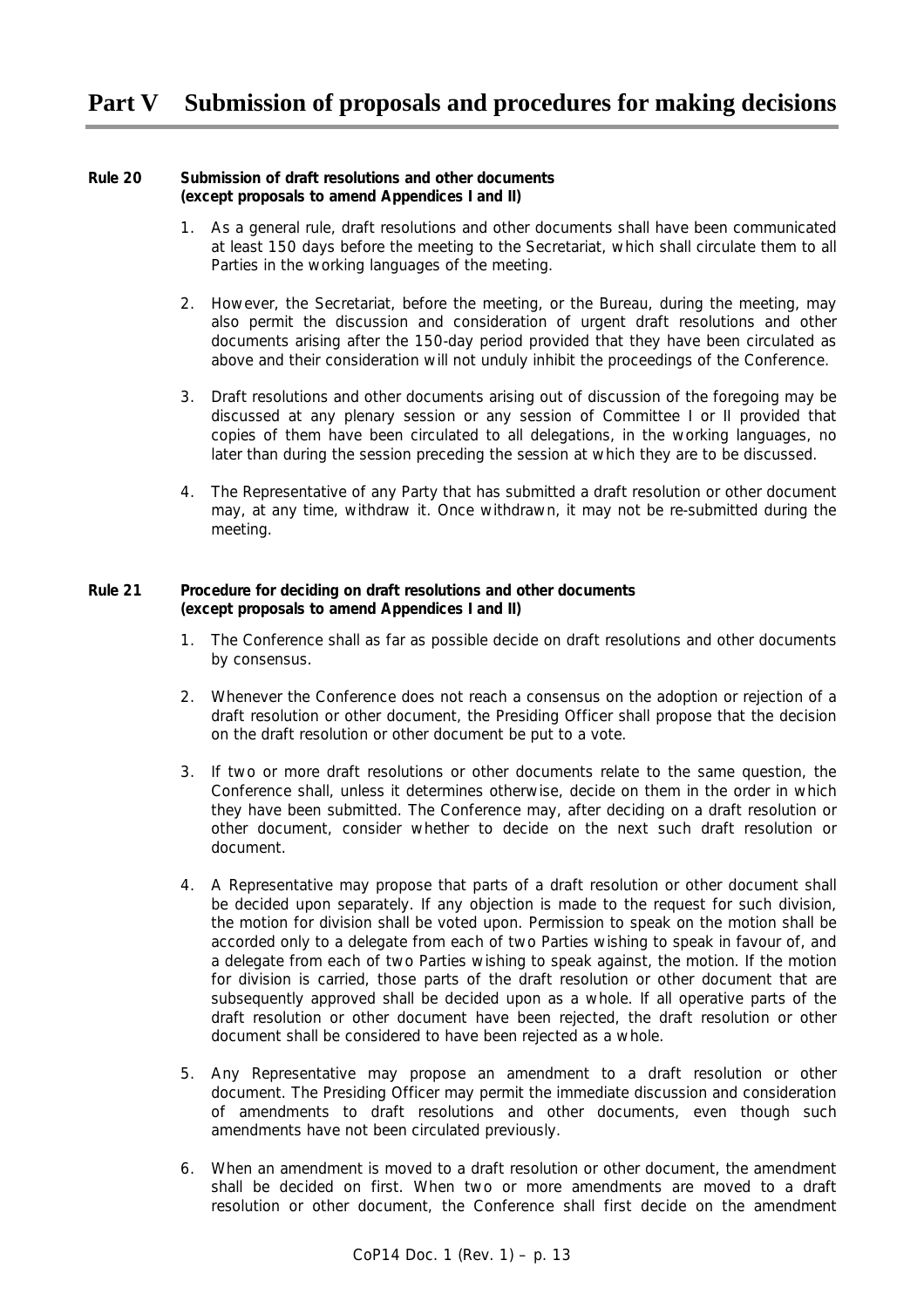# Part V Submission of proposals and procedures for making decisions

**Rule 20 Submission of draft resolutions and other documents (except proposals to amend Appendices I and II)**

1. As a general rule, draft resolutions and other documents shall have been communicated at least 150 days before the meeting to the Secretariat, which shall circulate them to all Parties in the working languages of the meeting.

2. However, the Secretariat, before the meeting, or the Bureau, during the meeting, may also permit the discussion and consideration of urgent draft resolutions and other documents arising after the 150-day period provided that they have been circulated as above and their consideration will not unduly inhibit the proceedings of the Conference.

3. Draft resolutions and other documents arising out of discussion of the foregoing may be discussed at any plenary session or any session of Committee I or II provided that copies of them have been circulated to all delegations, in the working languages, no later than during the session preceding the session at which they are to be discussed.

4. The Representative of any Party that has submitted a draft resolution or other document may, at any time, withdraw it. Once withdrawn, it may not be re-submitted during the meeting.

**Rule 21 Procedure for deciding on draft resolutions and other documents (except proposals to amend Appendices I and II)**

1. The Conference shall as far as possible decide on draft resolutions and other documents by consensus.

2. Whenever the Conference does not reach a consensus on the adoption or rejection of a draft resolution or other document, the Presiding Officer shall propose that the decision on the draft resolution or other document be put to a vote.

3. If two or more draft resolutions or other documents relate to the same question, the Conference shall, unless it determines otherwise, decide on them in the order in which they have been submitted. The Conference may, after deciding on a draft resolution or other document, consider whether to decide on the next such draft resolution or document.

4. A Representative may propose that parts of a draft resolution or other document shall be decided upon separately. If any objection is made to the request for such division, the motion for division shall be voted upon. Permission to speak on the motion shall be accorded only to a delegate from each of two Parties wishing to speak in favour of, and a delegate from each of two Parties wishing to speak against, the motion. If the motion for division is carried, those parts of the draft resolution or other document that are subsequently approved shall be decided upon as a whole. If all operative parts of the draft resolution or other document have been rejected, the draft resolution or other document shall be considered to have been rejected as a whole.

5. Any Representative may propose an amendment to a draft resolution or other document. The Presiding Officer may permit the immediate discussion and consideration of amendments to draft resolutions and other documents, even though such amendments have not been circulated previously.

6. When an amendment is moved to a draft resolution or other document, the amendment shall be decided on first. When two or more amendments are moved to a draft resolution or other document, the Conference shall first decide on the amendment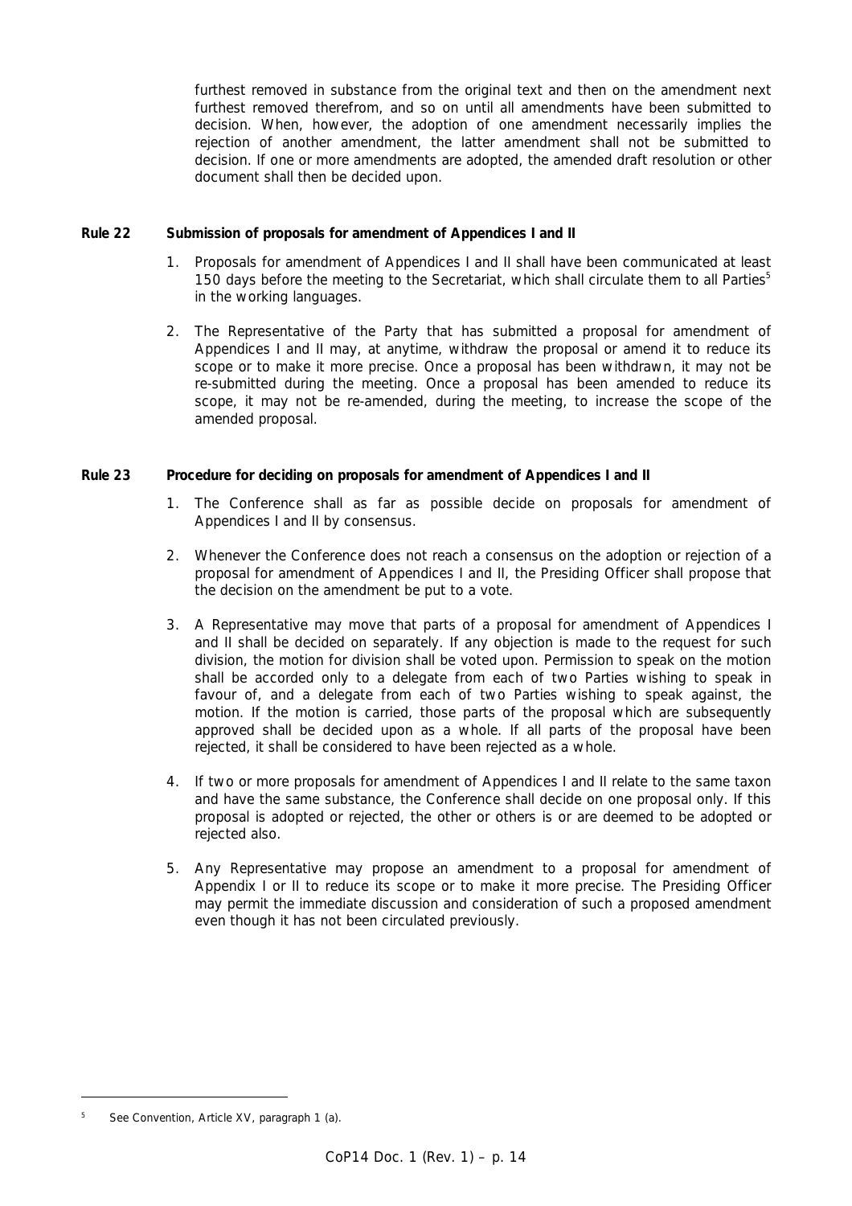furthest removed in substance from the original text and then on the amendment next furthest removed therefrom, and so on until all amendments have been submitted to decision. When, however, the adoption of one amendment necessarily implies the rejection of another amendment, the latter amendment shall not be submitted to decision. If one or more amendments are adopted, the amended draft resolution or other document shall then be decided upon.

**Rule 22 Submission of proposals for amendment of Appendices I and II**

1. Proposals for amendment of Appendices I and II shall have been communicated at least 150 days before the meeting to the Secretariat, which shall circulate them to all Parties[5] in the working languages.

2. The Representative of the Party that has submitted a proposal for amendment of Appendices I and II may, at anytime, withdraw the proposal or amend it to reduce its scope or to make it more precise. Once a proposal has been withdrawn, it may not be re-submitted during the meeting. Once a proposal has been amended to reduce its scope, it may not be re-amended, during the meeting, to increase the scope of the amended proposal.

**Rule 23 Procedure for deciding on proposals for amendment of Appendices I and II**

1. The Conference shall as far as possible decide on proposals for amendment of Appendices I and II by consensus.

2. Whenever the Conference does not reach a consensus on the adoption or rejection of a proposal for amendment of Appendices I and II, the Presiding Officer shall propose that the decision on the amendment be put to a vote.

3. A Representative may move that parts of a proposal for amendment of Appendices I and II shall be decided on separately. If any objection is made to the request for such division, the motion for division shall be voted upon. Permission to speak on the motion shall be accorded only to a delegate from each of two Parties wishing to speak in favour of, and a delegate from each of two Parties wishing to speak against, the motion. If the motion is carried, those parts of the proposal which are subsequently approved shall be decided upon as a whole. If all parts of the proposal have been rejected, it shall be considered to have been rejected as a whole.

4. If two or more proposals for amendment of Appendices I and II relate to the same taxon and have the same substance, the Conference shall decide on one proposal only. If this proposal is adopted or rejected, the other or others is or are deemed to be adopted or rejected also.

5. Any Representative may propose an amendment to a proposal for amendment of Appendix I or II to reduce its scope or to make it more precise. The Presiding Officer may permit the immediate discussion and consideration of such a proposed amendment even though it has not been circulated previously.

---

[5] See Convention, Article XV, paragraph 1 (a).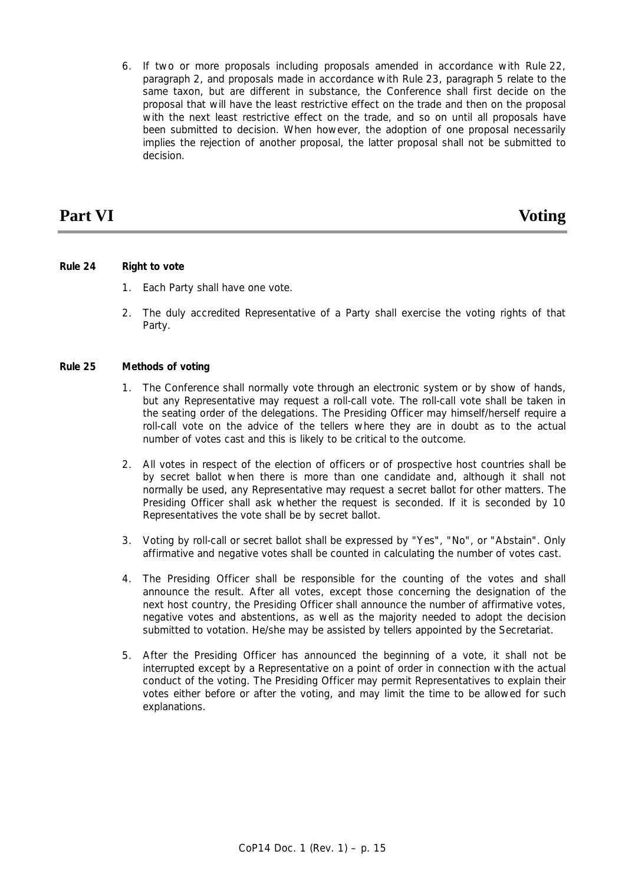6. If two or more proposals including proposals amended in accordance with Rule 22, paragraph 2, and proposals made in accordance with Rule 23, paragraph 5 relate to the same taxon, but are different in substance, the Conference shall first decide on the proposal that will have the least restrictive effect on the trade and then on the proposal with the next least restrictive effect on the trade, and so on until all proposals have been submitted to decision. When however, the adoption of one proposal necessarily implies the rejection of another proposal, the latter proposal shall not be submitted to decision.

# Part VI Voting

**Rule 24 Right to vote**

1. Each Party shall have one vote.

2. The duly accredited Representative of a Party shall exercise the voting rights of that Party.

**Rule 25 Methods of voting**

1. The Conference shall normally vote through an electronic system or by show of hands, but any Representative may request a roll-call vote. The roll-call vote shall be taken in the seating order of the delegations. The Presiding Officer may himself/herself require a roll-call vote on the advice of the tellers where they are in doubt as to the actual number of votes cast and this is likely to be critical to the outcome.

2. All votes in respect of the election of officers or of prospective host countries shall be by secret ballot when there is more than one candidate and, although it shall not normally be used, any Representative may request a secret ballot for other matters. The Presiding Officer shall ask whether the request is seconded. If it is seconded by 10 Representatives the vote shall be by secret ballot.

3. Voting by roll-call or secret ballot shall be expressed by "Yes", "No", or "Abstain". Only affirmative and negative votes shall be counted in calculating the number of votes cast.

4. The Presiding Officer shall be responsible for the counting of the votes and shall announce the result. After all votes, except those concerning the designation of the next host country, the Presiding Officer shall announce the number of affirmative votes, negative votes and abstentions, as well as the majority needed to adopt the decision submitted to votation. He/she may be assisted by tellers appointed by the Secretariat.

5. After the Presiding Officer has announced the beginning of a vote, it shall not be interrupted except by a Representative on a point of order in connection with the actual conduct of the voting. The Presiding Officer may permit Representatives to explain their votes either before or after the voting, and may limit the time to be allowed for such explanations.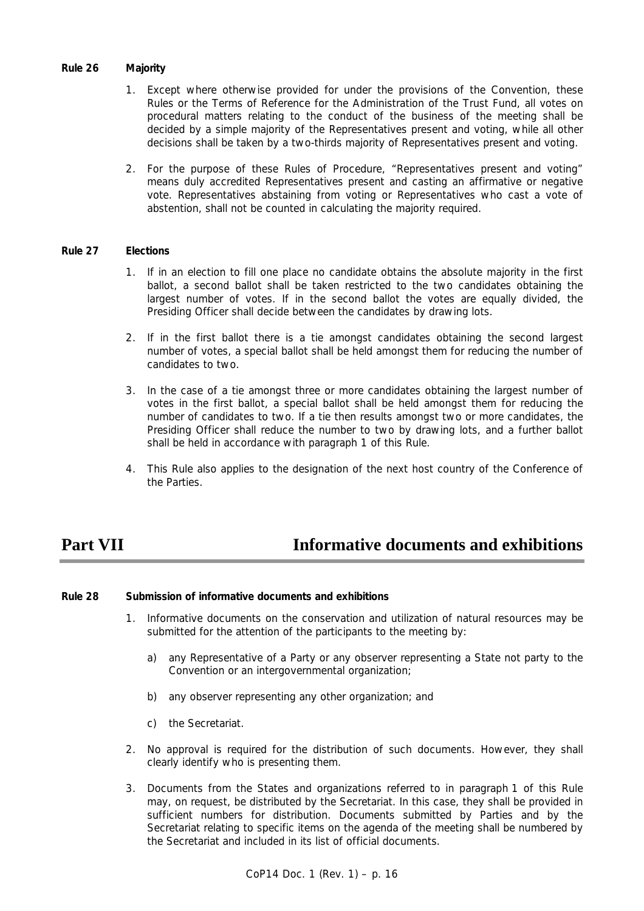**Rule 26 Majority**

1. Except where otherwise provided for under the provisions of the Convention, these Rules or the Terms of Reference for the Administration of the Trust Fund, all votes on procedural matters relating to the conduct of the business of the meeting shall be decided by a simple majority of the Representatives present and voting, while all other decisions shall be taken by a two-thirds majority of Representatives present and voting.

2. For the purpose of these Rules of Procedure, "Representatives present and voting" means duly accredited Representatives present and casting an affirmative or negative vote. Representatives abstaining from voting or Representatives who cast a vote of abstention, shall not be counted in calculating the majority required.

**Rule 27 Elections**

1. If in an election to fill one place no candidate obtains the absolute majority in the first ballot, a second ballot shall be taken restricted to the two candidates obtaining the largest number of votes. If in the second ballot the votes are equally divided, the Presiding Officer shall decide between the candidates by drawing lots.

2. If in the first ballot there is a tie amongst candidates obtaining the second largest number of votes, a special ballot shall be held amongst them for reducing the number of candidates to two.

3. In the case of a tie amongst three or more candidates obtaining the largest number of votes in the first ballot, a special ballot shall be held amongst them for reducing the number of candidates to two. If a tie then results amongst two or more candidates, the Presiding Officer shall reduce the number to two by drawing lots, and a further ballot shall be held in accordance with paragraph 1 of this Rule.

4. This Rule also applies to the designation of the next host country of the Conference of the Parties.

# Part VII Informative documents and exhibitions

**Rule 28 Submission of informative documents and exhibitions**

1. Informative documents on the conservation and utilization of natural resources may be submitted for the attention of the participants to the meeting by:

   a) any Representative of a Party or any observer representing a State not party to the Convention or an intergovernmental organization;

   b) any observer representing any other organization; and

   c) the Secretariat.

2. No approval is required for the distribution of such documents. However, they shall clearly identify who is presenting them.

3. Documents from the States and organizations referred to in paragraph 1 of this Rule may, on request, be distributed by the Secretariat. In this case, they shall be provided in sufficient numbers for distribution. Documents submitted by Parties and by the Secretariat relating to specific items on the agenda of the meeting shall be numbered by the Secretariat and included in its list of official documents.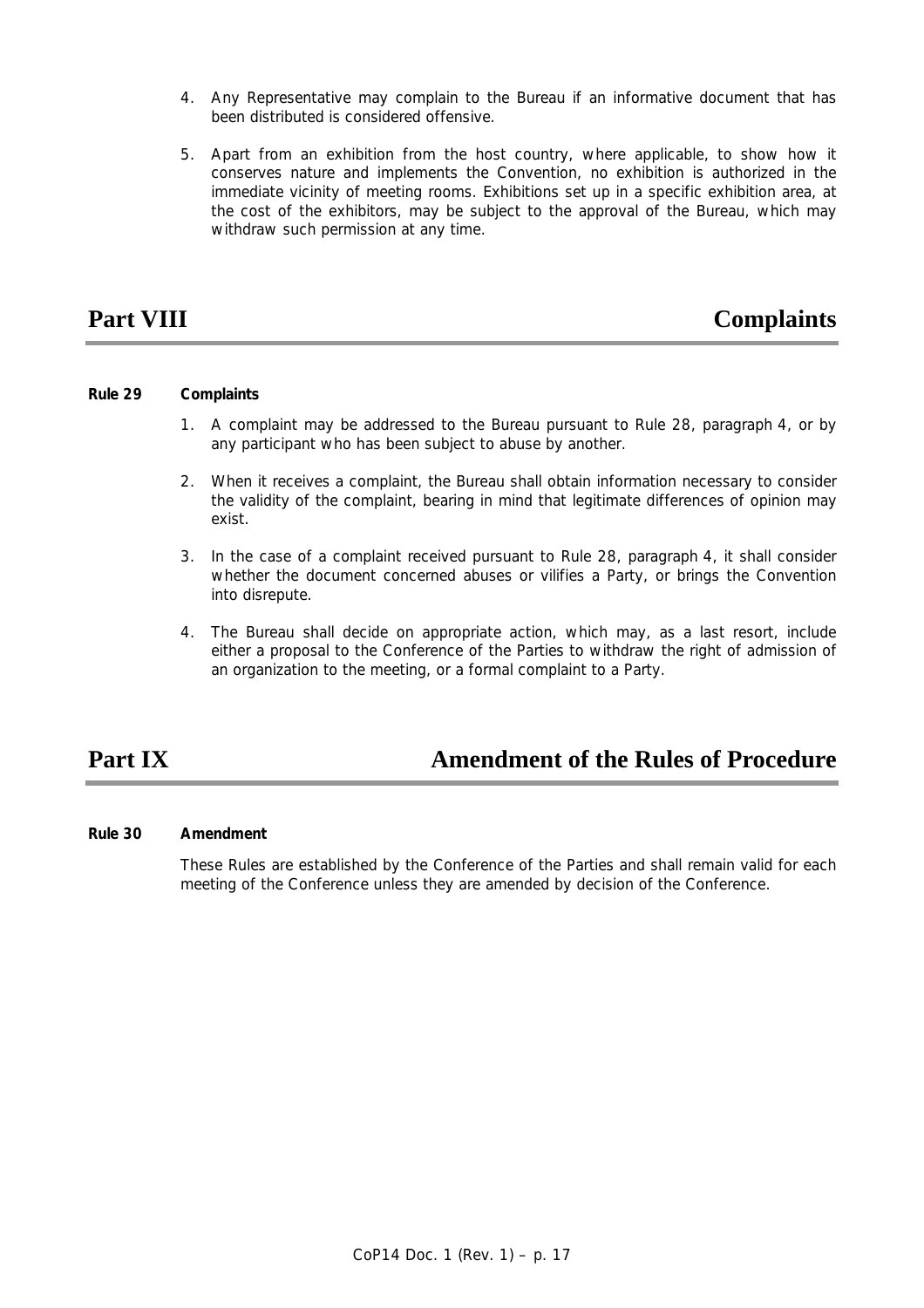4. Any Representative may complain to the Bureau if an informative document that has been distributed is considered offensive.

5. Apart from an exhibition from the host country, where applicable, to show how it conserves nature and implements the Convention, no exhibition is authorized in the immediate vicinity of meeting rooms. Exhibitions set up in a specific exhibition area, at the cost of the exhibitors, may be subject to the approval of the Bureau, which may withdraw such permission at any time.

## Part VIII Complaints

**Rule 29 Complaints**

1. A complaint may be addressed to the Bureau pursuant to Rule 28, paragraph 4, or by any participant who has been subject to abuse by another.

2. When it receives a complaint, the Bureau shall obtain information necessary to consider the validity of the complaint, bearing in mind that legitimate differences of opinion may exist.

3. In the case of a complaint received pursuant to Rule 28, paragraph 4, it shall consider whether the document concerned abuses or vilifies a Party, or brings the Convention into disrepute.

4. The Bureau shall decide on appropriate action, which may, as a last resort, include either a proposal to the Conference of the Parties to withdraw the right of admission of an organization to the meeting, or a formal complaint to a Party.

## Part IX Amendment of the Rules of Procedure

**Rule 30 Amendment**

These Rules are established by the Conference of the Parties and shall remain valid for each meeting of the Conference unless they are amended by decision of the Conference.